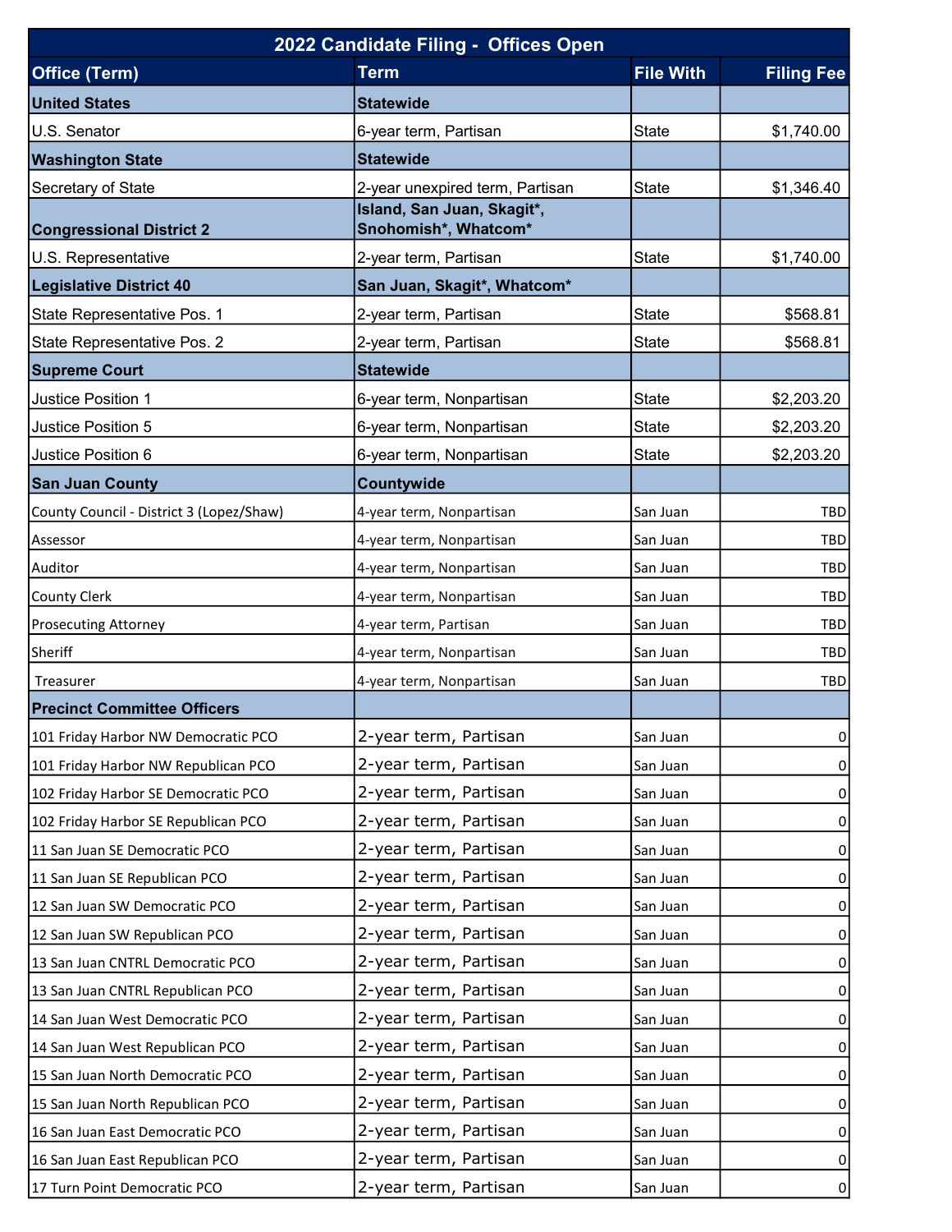| 2022 Candidate Filing - Offices Open | | | |
|---|---|---|---|
| **Office (Term)** | **Term** | **File With** | **Filing Fee** |
| **United States** | **Statewide** | | |
| U.S. Senator | 6-year term, Partisan | State | $1,740.00 |
| **Washington State** | **Statewide** | | |
| Secretary of State | 2-year unexpired term, Partisan | State | $1,346.40 |
| **Congressional District 2** | **Island, San Juan, Skagit*, Snohomish*, Whatcom*** | | |
| U.S. Representative | 2-year term, Partisan | State | $1,740.00 |
| **Legislative District 40** | **San Juan, Skagit*, Whatcom*** | | |
| State Representative Pos. 1 | 2-year term, Partisan | State | $568.81 |
| State Representative Pos. 2 | 2-year term, Partisan | State | $568.81 |
| **Supreme Court** | **Statewide** | | |
| Justice Position 1 | 6-year term, Nonpartisan | State | $2,203.20 |
| Justice Position 5 | 6-year term, Nonpartisan | State | $2,203.20 |
| Justice Position 6 | 6-year term, Nonpartisan | State | $2,203.20 |
| **San Juan County** | **Countywide** | | |
| County Council - District 3 (Lopez/Shaw) | 4-year term, Nonpartisan | San Juan | TBD |
| Assessor | 4-year term, Nonpartisan | San Juan | TBD |
| Auditor | 4-year term, Nonpartisan | San Juan | TBD |
| County Clerk | 4-year term, Nonpartisan | San Juan | TBD |
| Prosecuting Attorney | 4-year term, Partisan | San Juan | TBD |
| Sheriff | 4-year term, Nonpartisan | San Juan | TBD |
| Treasurer | 4-year term, Nonpartisan | San Juan | TBD |
| **Precinct Committee Officers** | | | |
| 101 Friday Harbor NW Democratic PCO | 2-year term, Partisan | San Juan | 0 |
| 101 Friday Harbor NW Republican PCO | 2-year term, Partisan | San Juan | 0 |
| 102 Friday Harbor SE Democratic PCO | 2-year term, Partisan | San Juan | 0 |
| 102 Friday Harbor SE Republican PCO | 2-year term, Partisan | San Juan | 0 |
| 11 San Juan SE Democratic PCO | 2-year term, Partisan | San Juan | 0 |
| 11 San Juan SE Republican PCO | 2-year term, Partisan | San Juan | 0 |
| 12 San Juan SW Democratic PCO | 2-year term, Partisan | San Juan | 0 |
| 12 San Juan SW Republican PCO | 2-year term, Partisan | San Juan | 0 |
| 13 San Juan CNTRL Democratic PCO | 2-year term, Partisan | San Juan | 0 |
| 13 San Juan CNTRL Republican PCO | 2-year term, Partisan | San Juan | 0 |
| 14 San Juan West Democratic PCO | 2-year term, Partisan | San Juan | 0 |
| 14 San Juan West Republican PCO | 2-year term, Partisan | San Juan | 0 |
| 15 San Juan North Democratic PCO | 2-year term, Partisan | San Juan | 0 |
| 15 San Juan North Republican PCO | 2-year term, Partisan | San Juan | 0 |
| 16 San Juan East Democratic PCO | 2-year term, Partisan | San Juan | 0 |
| 16 San Juan East Republican PCO | 2-year term, Partisan | San Juan | 0 |
| 17 Turn Point Democratic PCO | 2-year term, Partisan | San Juan | 0 |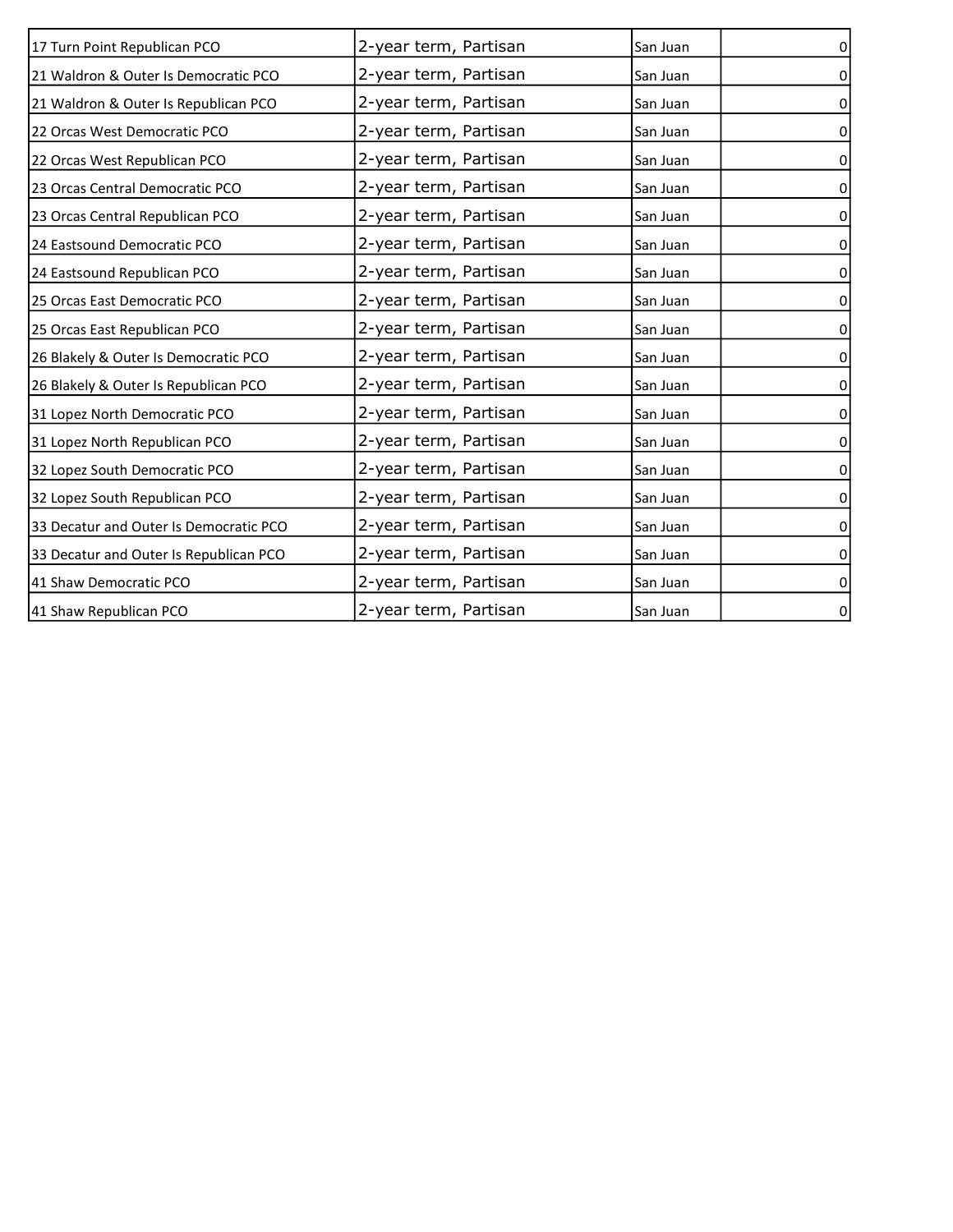| | | | |
|---|---|---|---|
| 17 Turn Point Republican PCO | 2-year term, Partisan | San Juan | 0 |
| 21 Waldron & Outer Is Democratic PCO | 2-year term, Partisan | San Juan | 0 |
| 21 Waldron & Outer Is Republican PCO | 2-year term, Partisan | San Juan | 0 |
| 22 Orcas West Democratic PCO | 2-year term, Partisan | San Juan | 0 |
| 22 Orcas West Republican PCO | 2-year term, Partisan | San Juan | 0 |
| 23 Orcas Central Democratic PCO | 2-year term, Partisan | San Juan | 0 |
| 23 Orcas Central Republican PCO | 2-year term, Partisan | San Juan | 0 |
| 24 Eastsound Democratic PCO | 2-year term, Partisan | San Juan | 0 |
| 24 Eastsound Republican PCO | 2-year term, Partisan | San Juan | 0 |
| 25 Orcas East Democratic PCO | 2-year term, Partisan | San Juan | 0 |
| 25 Orcas East Republican PCO | 2-year term, Partisan | San Juan | 0 |
| 26 Blakely & Outer Is Democratic PCO | 2-year term, Partisan | San Juan | 0 |
| 26 Blakely & Outer Is Republican PCO | 2-year term, Partisan | San Juan | 0 |
| 31 Lopez North Democratic PCO | 2-year term, Partisan | San Juan | 0 |
| 31 Lopez North Republican PCO | 2-year term, Partisan | San Juan | 0 |
| 32 Lopez South Democratic PCO | 2-year term, Partisan | San Juan | 0 |
| 32 Lopez South Republican PCO | 2-year term, Partisan | San Juan | 0 |
| 33 Decatur and Outer Is Democratic PCO | 2-year term, Partisan | San Juan | 0 |
| 33 Decatur and Outer Is Republican PCO | 2-year term, Partisan | San Juan | 0 |
| 41 Shaw Democratic PCO | 2-year term, Partisan | San Juan | 0 |
| 41 Shaw Republican PCO | 2-year term, Partisan | San Juan | 0 |